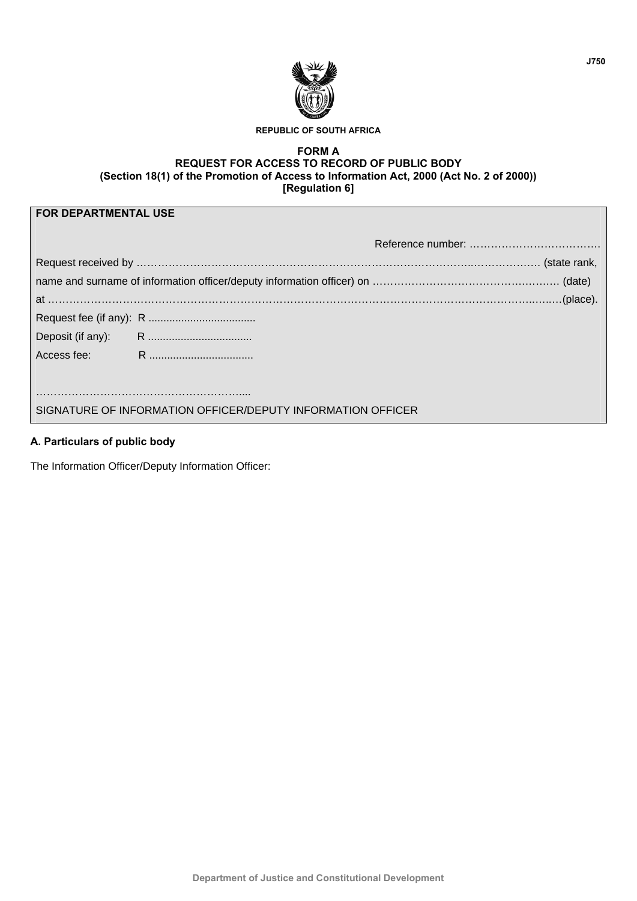J750

REPUBLIC OF SOUTH AFRICA

**FORM A**
**REQUEST FOR ACCESS TO RECORD OF PUBLIC BODY**
**(Section 18(1) of the Promotion of Access to Information Act, 2000 (Act No. 2 of 2000))**
**[Regulation 6]**

| **FOR DEPARTMENTAL USE** |
|---|
| Reference number: ………………………………. |
| Request received by ………………………………………………………………………………..……………… (state rank, name and surname of information officer/deputy information officer) on ……………………………………….…… (date) at ………………………………………………………………………………………………………………..…..…(place). |
| Request fee (if any): R ................................... |
| Deposit (if any): R .................................. |
| Access fee: R .................................. |
| ……………………………………………………..... |
| SIGNATURE OF INFORMATION OFFICER/DEPUTY INFORMATION OFFICER |

**A. Particulars of public body**

The Information Officer/Deputy Information Officer:

Department of Justice and Constitutional Development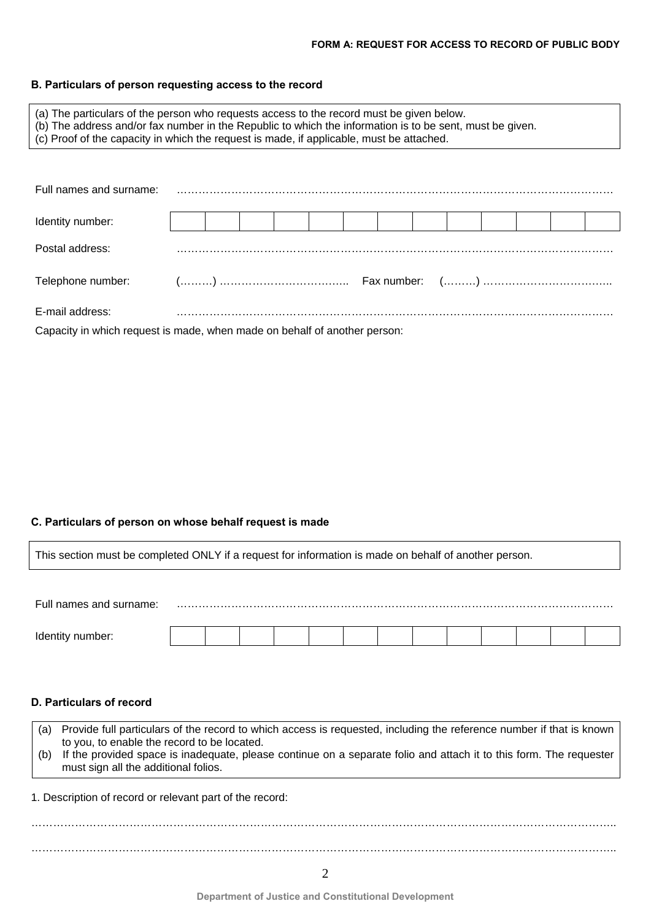**FORM A: REQUEST FOR ACCESS TO RECORD OF PUBLIC BODY**

### B. Particulars of person requesting access to the record

(a) The particulars of the person who requests access to the record must be given below.
(b) The address and/or fax number in the Republic to which the information is to be sent, must be given.
(c) Proof of the capacity in which the request is made, if applicable, must be attached.

Full names and surname: …………………………………………………………………………………………………………

| Identity number: | | | | | | | | | | | | | |
|---|---|---|---|---|---|---|---|---|---|---|---|---|---|

Postal address: …………………………………………………………………………………………………………

Telephone number: (………) …………………………….. Fax number: (………) ……………………………..

E-mail address: …………………………………………………………………………………………………………

Capacity in which request is made, when made on behalf of another person:

### C. Particulars of person on whose behalf request is made

This section must be completed ONLY if a request for information is made on behalf of another person.

Full names and surname: …………………………………………………………………………………………………………

| Identity number: | | | | | | | | | | | | | |
|---|---|---|---|---|---|---|---|---|---|---|---|---|---|

### D. Particulars of record

(a) Provide full particulars of the record to which access is requested, including the reference number if that is known to you, to enable the record to be located.
(b) If the provided space is inadequate, please continue on a separate folio and attach it to this form. The requester must sign all the additional folios.

1. Description of record or relevant part of the record:

………………………………………………………………………………………………………………………………..

………………………………………………………………………………………………………………………………..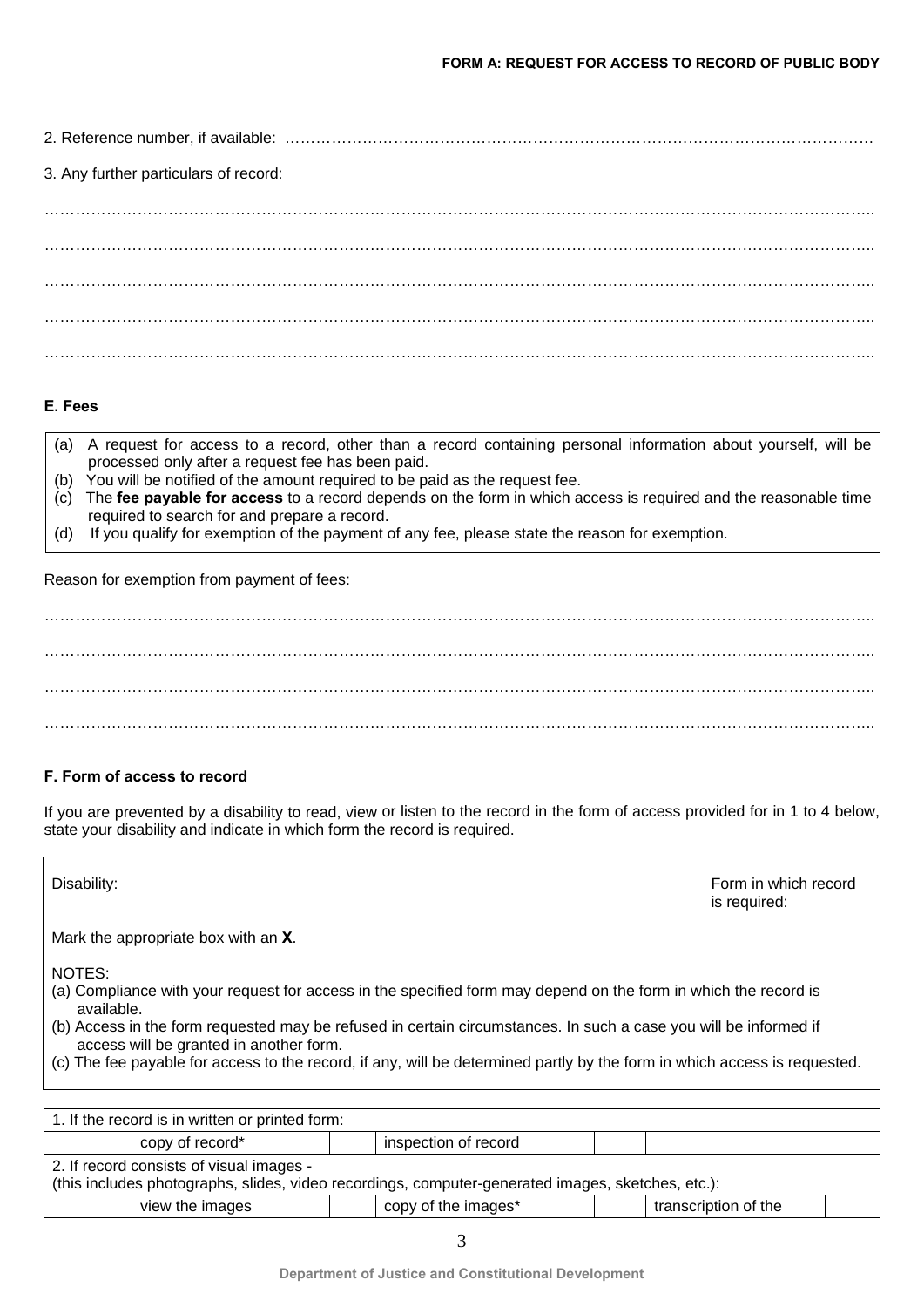2. Reference number, if available: ………………………………………………………………………………………………

3. Any further particulars of record:

……………………………………………………………………………………………………………………………

……………………………………………………………………………………………………………………………

……………………………………………………………………………………………………………………………

……………………………………………………………………………………………………………………………

……………………………………………………………………………………………………………………………

**E. Fees**

(a) A request for access to a record, other than a record containing personal information about yourself, will be processed only after a request fee has been paid.
(b) You will be notified of the amount required to be paid as the request fee.
(c) The **fee payable for access** to a record depends on the form in which access is required and the reasonable time required to search for and prepare a record.
(d) If you qualify for exemption of the payment of any fee, please state the reason for exemption.

Reason for exemption from payment of fees:

……………………………………………………………………………………………………………………………

……………………………………………………………………………………………………………………………

……………………………………………………………………………………………………………………………

……………………………………………………………………………………………………………………………

**F. Form of access to record**

If you are prevented by a disability to read, view or listen to the record in the form of access provided for in 1 to 4 below, state your disability and indicate in which form the record is required.

Disability: Form in which record is required:

Mark the appropriate box with an **X**.

NOTES:
(a) Compliance with your request for access in the specified form may depend on the form in which the record is available.
(b) Access in the form requested may be refused in certain circumstances. In such a case you will be informed if access will be granted in another form.
(c) The fee payable for access to the record, if any, will be determined partly by the form in which access is requested.

| 1. If the record is in written or printed form: | | | | | |
|---|---|---|---|---|---|
| | copy of record* | | inspection of record | | |
| 2. If record consists of visual images - (this includes photographs, slides, video recordings, computer-generated images, sketches, etc.): | | | | | |
| | view the images | | copy of the images* | | transcription of the |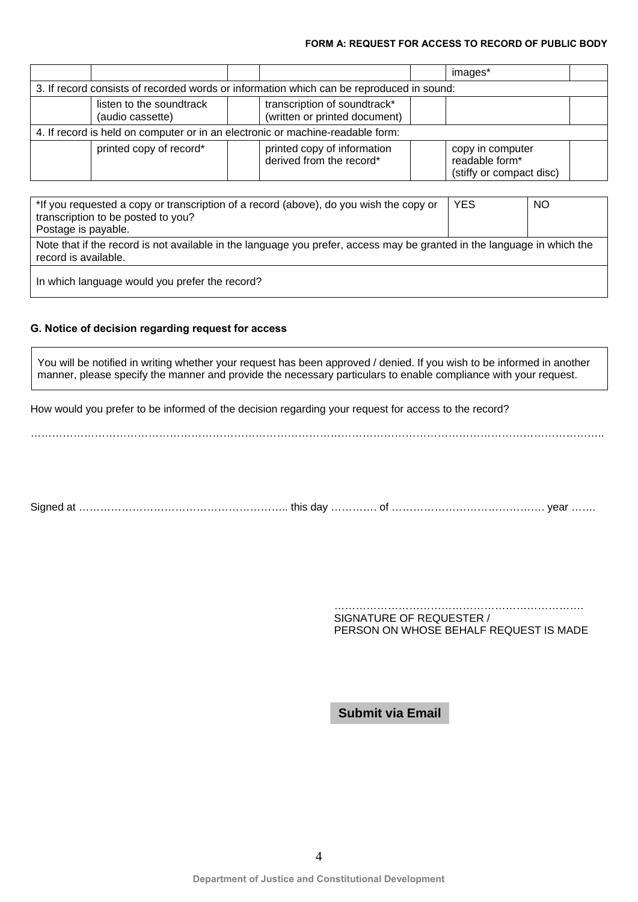| | | | | | | |
|---|---|---|---|---|---|---|
| | | | | | images* | |
| 3. If record consists of recorded words or information which can be reproduced in sound: | | | | | | |
| | listen to the soundtrack (audio cassette) | | transcription of soundtrack* (written or printed document) | | | |
| 4. If record is held on computer or in an electronic or machine-readable form: | | | | | | |
| | printed copy of record* | | printed copy of information derived from the record* | | copy in computer readable form* (stiffy or compact disc) | |

| | | |
|---|---|---|
| *If you requested a copy or transcription of a record (above), do you wish the copy or transcription to be posted to you? Postage is payable. | YES | NO |
| Note that if the record is not available in the language you prefer, access may be granted in the language in which the record is available. | | |
| In which language would you prefer the record? | | |

### G. Notice of decision regarding request for access

You will be notified in writing whether your request has been approved / denied. If you wish to be informed in another manner, please specify the manner and provide the necessary particulars to enable compliance with your request.

How would you prefer to be informed of the decision regarding your request for access to the record?

…………………………………………………………………………………………………………………………………………..

Signed at ………………………………………………….. this day …………. of ……………………………………. year …….

………………………………………………………….
SIGNATURE OF REQUESTER /
PERSON ON WHOSE BEHALF REQUEST IS MADE

**Submit via Email**

Department of Justice and Constitutional Development